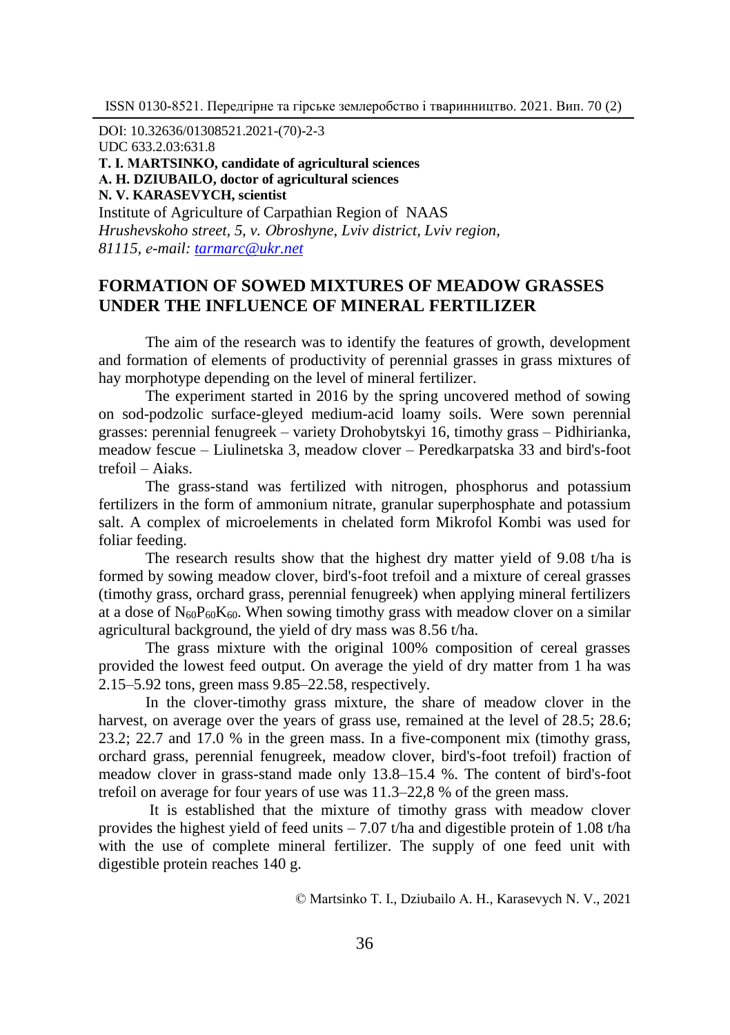DOI: 10.32636/01308521.2021-(70)-2-3
UDC 633.2.03:631.8
**T. I. MARTSINKO, candidate of agricultural sciences**
**A. H. DZIUBAILO, doctor of agricultural sciences**
**N. V. KARASEVYCH, scientist**
Institute of Agriculture of Carpathian Region of NAAS
*Hrushevskoho street, 5, v. Obroshyne, Lviv district, Lviv region, 81115, e-mail: tarmarc@ukr.net*

# FORMATION OF SOWED MIXTURES OF MEADOW GRASSES UNDER THE INFLUENCE OF MINERAL FERTILIZER

The aim of the research was to identify the features of growth, development and formation of elements of productivity of perennial grasses in grass mixtures of hay morphotype depending on the level of mineral fertilizer.

The experiment started in 2016 by the spring uncovered method of sowing on sod-podzolic surface-gleyed medium-acid loamy soils. Were sown perennial grasses: perennial fenugreek – variety Drohobytskyi 16, timothy grass – Pidhirianka, meadow fescue – Liulinetska 3, meadow clover – Peredkarpatska 33 and bird's-foot trefoil – Aiaks.

The grass-stand was fertilized with nitrogen, phosphorus and potassium fertilizers in the form of ammonium nitrate, granular superphosphate and potassium salt. A complex of microelements in chelated form Mikrofol Kombi was used for foliar feeding.

The research results show that the highest dry matter yield of 9.08 t/ha is formed by sowing meadow clover, bird's-foot trefoil and a mixture of cereal grasses (timothy grass, orchard grass, perennial fenugreek) when applying mineral fertilizers at a dose of $N_{60}P_{60}K_{60}$. When sowing timothy grass with meadow clover on a similar agricultural background, the yield of dry mass was 8.56 t/ha.

The grass mixture with the original 100% composition of cereal grasses provided the lowest feed output. On average the yield of dry matter from 1 ha was 2.15–5.92 tons, green mass 9.85–22.58, respectively.

In the clover-timothy grass mixture, the share of meadow clover in the harvest, on average over the years of grass use, remained at the level of 28.5; 28.6; 23.2; 22.7 and 17.0 % in the green mass. In a five-component mix (timothy grass, orchard grass, perennial fenugreek, meadow clover, bird's-foot trefoil) fraction of meadow clover in grass-stand made only 13.8–15.4 %. The content of bird's-foot trefoil on average for four years of use was 11.3–22,8 % of the green mass.

It is established that the mixture of timothy grass with meadow clover provides the highest yield of feed units – 7.07 t/ha and digestible protein of 1.08 t/ha with the use of complete mineral fertilizer. The supply of one feed unit with digestible protein reaches 140 g.

© Martsinko T. I., Dziubailo A. H., Karasevych N. V., 2021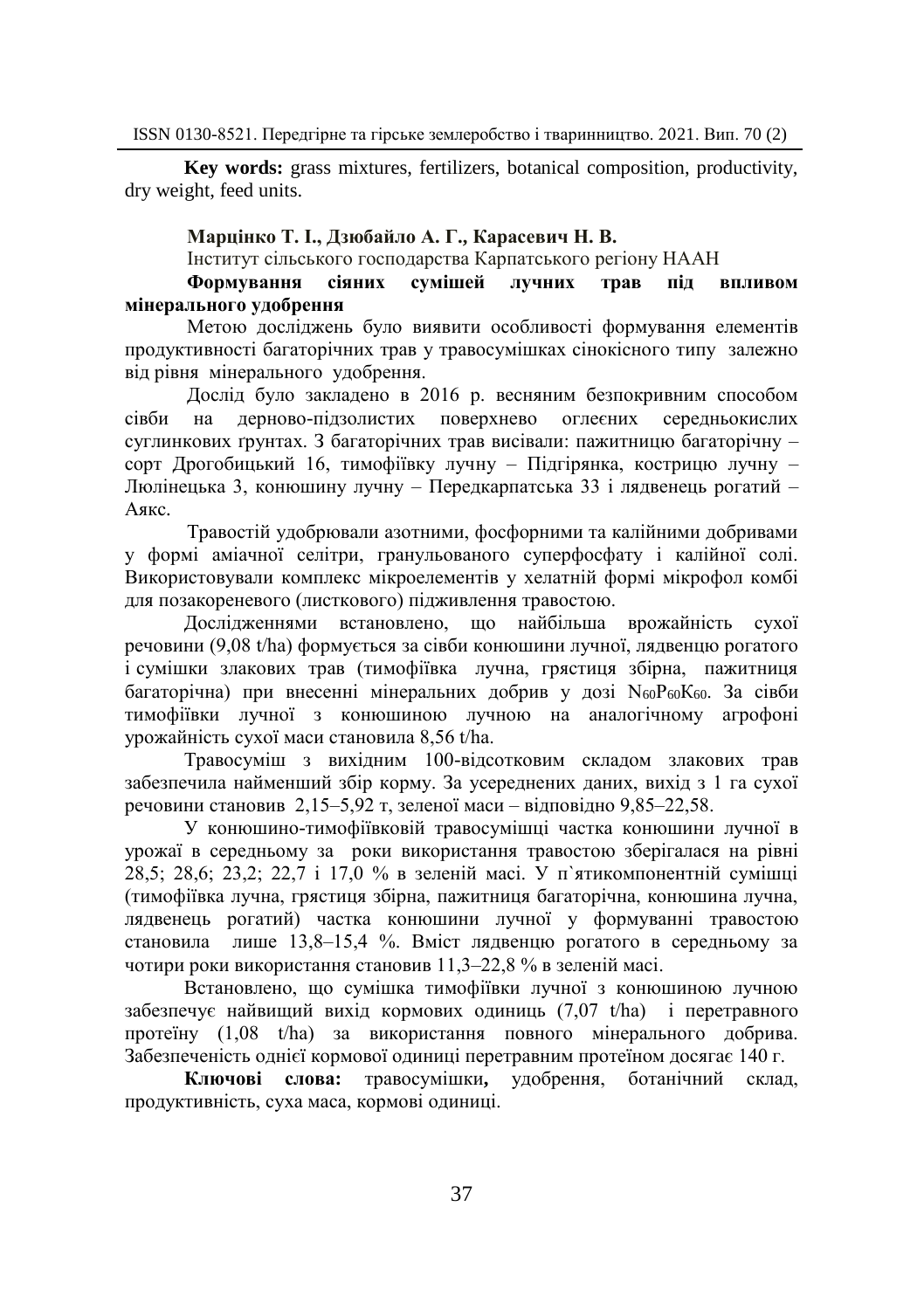**Key words:** grass mixtures, fertilizers, botanical composition, productivity, dry weight, feed units.

**Марцінко Т. І., Дзюбайло А. Г., Карасевич Н. В.**

Інститут сільського господарства Карпатського регіону НААН

**Формування сіяних сумішей лучних трав під впливом мінерального удобрення**

Метою досліджень було виявити особливості формування елементів продуктивності багаторічних трав у травосумішках сінокісного типу залежно від рівня мінерального удобрення.

Дослід було закладено в 2016 р. весняним безпокривним способом сівби на дерново-підзолистих поверхнево оглеєних середньокислих суглинкових ґрунтах. З багаторічних трав висівали: пажитницю багаторічну – сорт Дрогобицький 16, тимофіївку лучну – Підгірянка, кострицю лучну – Люлінецька 3, конюшину лучну – Передкарпатська 33 і лядвенець рогатий – Аякс.

Травостій удобрювали азотними, фосфорними та калійними добривами у формі аміачної селітри, гранульованого суперфосфату і калійної солі. Використовували комплекс мікроелементів у хелатній формі мікрофол комбі для позакореневого (листкового) підживлення травостою.

Дослідженнями встановлено, що найбільша врожайність сухої речовини (9,08 t/ha) формується за сівби конюшини лучної, лядвенцю рогатого і сумішки злакових трав (тимофіївка лучна, грястиця збірна, пажитниця багаторічна) при внесенні мінеральних добрив у дозі $N_{60}P_{60}K_{60}$. За сівби тимофіївки лучної з конюшиною лучною на аналогічному агрофоні урожайність сухої маси становила 8,56 t/ha.

Травосуміш з вихідним 100-відсотковим складом злакових трав забезпечила найменший збір корму. За усередненних даних, вихід з 1 га сухої речовини становив 2,15–5,92 т, зеленої маси – відповідно 9,85–22,58.

У конюшино-тимофіївковій травосумішці частка конюшини лучної в урожаї в середньому за роки використання травостою зберігалася на рівні 28,5; 28,6; 23,2; 22,7 і 17,0 % в зеленій масі. У п`ятикомпонентній сумішці (тимофіївка лучна, грястиця збірна, пажитниця багаторічна, конюшина лучна, лядвенець рогатий) частка конюшини лучної у формуванні травостою становила лише 13,8–15,4 %. Вміст лядвенцю рогатого в середньому за чотири роки використання становив 11,3–22,8 % в зеленій масі.

Встановлено, що сумішка тимофіївки лучної з конюшиною лучною забезпечує найвищий вихід кормових одиниць (7,07 t/ha) і перетравного протеїну (1,08 t/ha) за використання повного мінерального добрива. Забезпеченість однієї кормової одиниці перетравним протеїном досягає 140 г.

**Ключові слова:** травосумішки**,** удобрення, ботанічний склад, продуктивність, суха маса, кормові одиниці.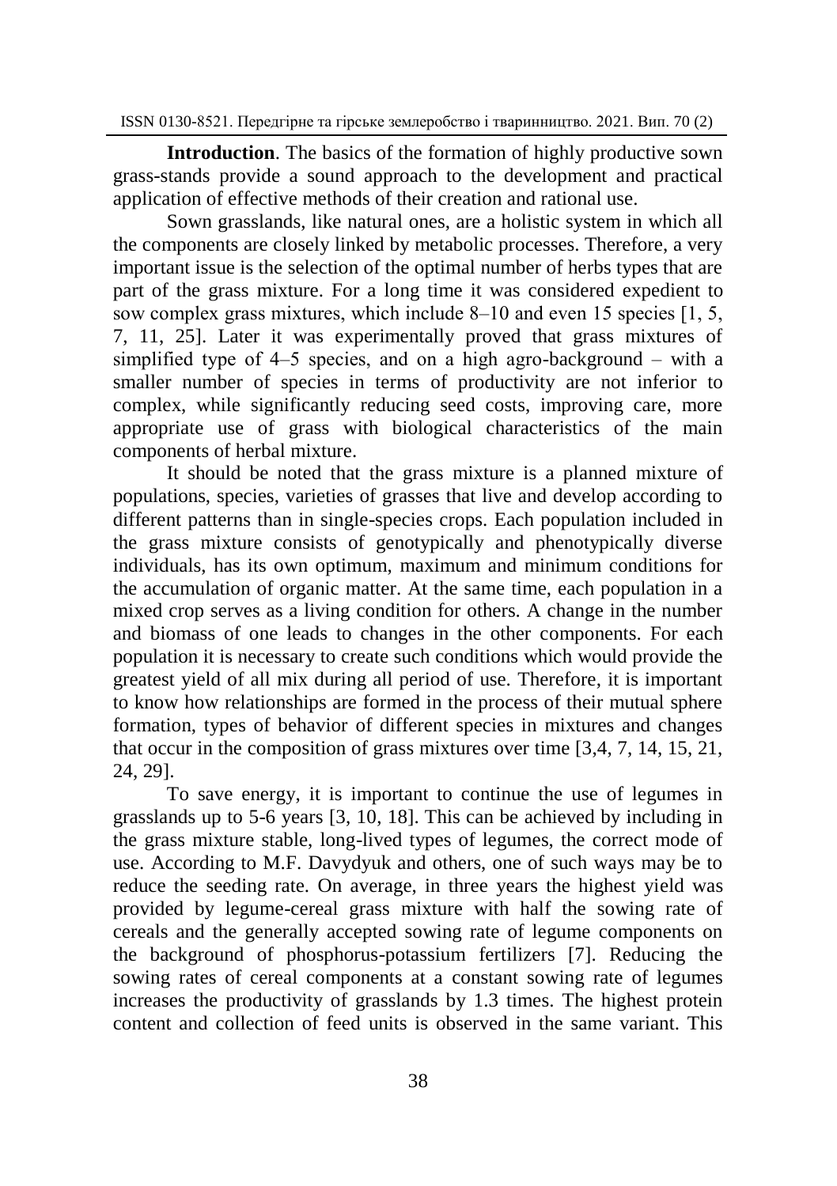**Introduction**. The basics of the formation of highly productive sown grass-stands provide a sound approach to the development and practical application of effective methods of their creation and rational use.

Sown grasslands, like natural ones, are a holistic system in which all the components are closely linked by metabolic processes. Therefore, a very important issue is the selection of the optimal number of herbs types that are part of the grass mixture. For a long time it was considered expedient to sow complex grass mixtures, which include 8–10 and even 15 species [1, 5, 7, 11, 25]. Later it was experimentally proved that grass mixtures of simplified type of 4–5 species, and on a high agro-background – with a smaller number of species in terms of productivity are not inferior to complex, while significantly reducing seed costs, improving care, more appropriate use of grass with biological characteristics of the main components of herbal mixture.

It should be noted that the grass mixture is a planned mixture of populations, species, varieties of grasses that live and develop according to different patterns than in single-species crops. Each population included in the grass mixture consists of genotypically and phenotypically diverse individuals, has its own optimum, maximum and minimum conditions for the accumulation of organic matter. At the same time, each population in a mixed crop serves as a living condition for others. A change in the number and biomass of one leads to changes in the other components. For each population it is necessary to create such conditions which would provide the greatest yield of all mix during all period of use. Therefore, it is important to know how relationships are formed in the process of their mutual sphere formation, types of behavior of different species in mixtures and changes that occur in the composition of grass mixtures over time [3,4, 7, 14, 15, 21, 24, 29].

To save energy, it is important to continue the use of legumes in grasslands up to 5-6 years [3, 10, 18]. This can be achieved by including in the grass mixture stable, long-lived types of legumes, the correct mode of use. According to M.F. Davydyuk and others, one of such ways may be to reduce the seeding rate. On average, in three years the highest yield was provided by legume-cereal grass mixture with half the sowing rate of cereals and the generally accepted sowing rate of legume components on the background of phosphorus-potassium fertilizers [7]. Reducing the sowing rates of cereal components at a constant sowing rate of legumes increases the productivity of grasslands by 1.3 times. The highest protein content and collection of feed units is observed in the same variant. This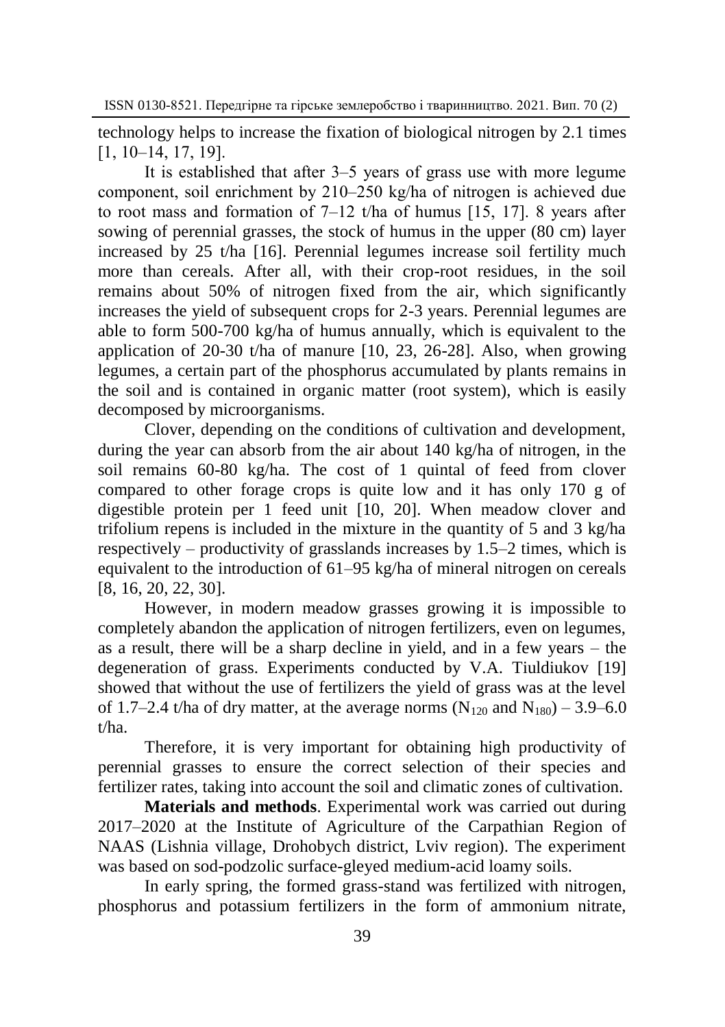technology helps to increase the fixation of biological nitrogen by 2.1 times [1, 10–14, 17, 19].

It is established that after 3–5 years of grass use with more legume component, soil enrichment by 210–250 kg/ha of nitrogen is achieved due to root mass and formation of 7–12 t/ha of humus [15, 17]. 8 years after sowing of perennial grasses, the stock of humus in the upper (80 cm) layer increased by 25 t/ha [16]. Perennial legumes increase soil fertility much more than cereals. After all, with their crop-root residues, in the soil remains about 50% of nitrogen fixed from the air, which significantly increases the yield of subsequent crops for 2-3 years. Perennial legumes are able to form 500-700 kg/ha of humus annually, which is equivalent to the application of 20-30 t/ha of manure [10, 23, 26-28]. Also, when growing legumes, a certain part of the phosphorus accumulated by plants remains in the soil and is contained in organic matter (root system), which is easily decomposed by microorganisms.

Clover, depending on the conditions of cultivation and development, during the year can absorb from the air about 140 kg/ha of nitrogen, in the soil remains 60-80 kg/ha. The cost of 1 quintal of feed from clover compared to other forage crops is quite low and it has only 170 g of digestible protein per 1 feed unit [10, 20]. When meadow clover and trifolium repens is included in the mixture in the quantity of 5 and 3 kg/ha respectively – productivity of grasslands increases by 1.5–2 times, which is equivalent to the introduction of 61–95 kg/ha of mineral nitrogen on cereals [8, 16, 20, 22, 30].

However, in modern meadow grasses growing it is impossible to completely abandon the application of nitrogen fertilizers, even on legumes, as a result, there will be a sharp decline in yield, and in a few years – the degeneration of grass. Experiments conducted by V.A. Tiuldiukov [19] showed that without the use of fertilizers the yield of grass was at the level of 1.7–2.4 t/ha of dry matter, at the average norms ($N_{120}$ and $N_{180}$) – 3.9–6.0 t/ha.

Therefore, it is very important for obtaining high productivity of perennial grasses to ensure the correct selection of their species and fertilizer rates, taking into account the soil and climatic zones of cultivation.

**Materials and methods**. Experimental work was carried out during 2017–2020 at the Institute of Agriculture of the Carpathian Region of NAAS (Lishnia village, Drohobych district, Lviv region). The experiment was based on sod-podzolic surface-gleyed medium-acid loamy soils.

In early spring, the formed grass-stand was fertilized with nitrogen, phosphorus and potassium fertilizers in the form of ammonium nitrate,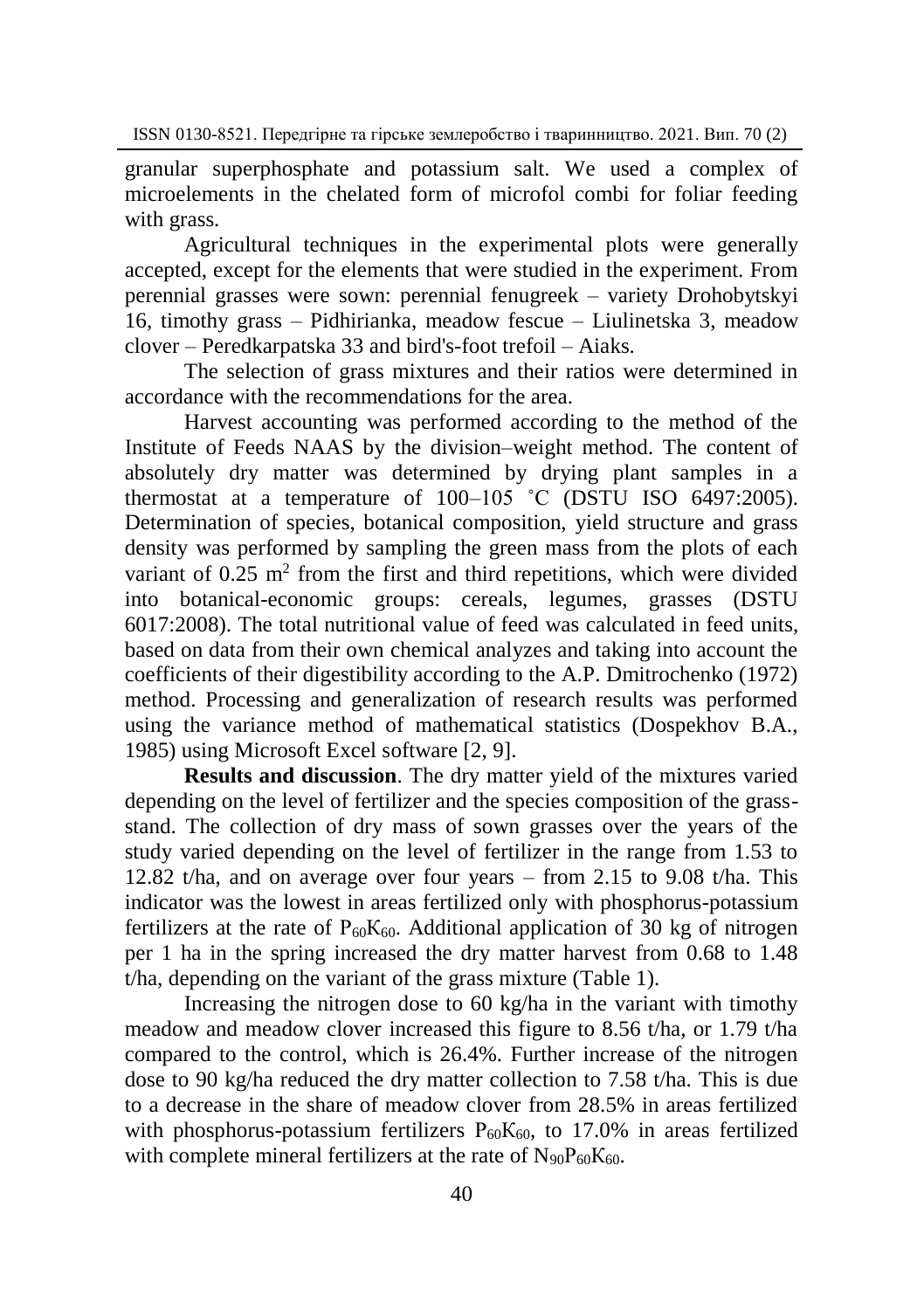granular superphosphate and potassium salt. We used a complex of microelements in the chelated form of microfol combi for foliar feeding with grass.

Agricultural techniques in the experimental plots were generally accepted, except for the elements that were studied in the experiment. From perennial grasses were sown: perennial fenugreek – variety Drohobytskyi 16, timothy grass – Pidhirianka, meadow fescue – Liulinetska 3, meadow clover – Peredkarpatska 33 and bird's-foot trefoil – Aiaks.

The selection of grass mixtures and their ratios were determined in accordance with the recommendations for the area.

Harvest accounting was performed according to the method of the Institute of Feeds NAAS by the division–weight method. The content of absolutely dry matter was determined by drying plant samples in a thermostat at a temperature of 100–105 ˚C (DSTU ISO 6497:2005). Determination of species, botanical composition, yield structure and grass density was performed by sampling the green mass from the plots of each variant of 0.25 $m^2$ from the first and third repetitions, which were divided into botanical-economic groups: cereals, legumes, grasses (DSTU 6017:2008). The total nutritional value of feed was calculated in feed units, based on data from their own chemical analyzes and taking into account the coefficients of their digestibility according to the A.P. Dmitrochenko (1972) method. Processing and generalization of research results was performed using the variance method of mathematical statistics (Dospekhov B.A., 1985) using Microsoft Excel software [2, 9].

**Results and discussion**. The dry matter yield of the mixtures varied depending on the level of fertilizer and the species composition of the grass-stand. The collection of dry mass of sown grasses over the years of the study varied depending on the level of fertilizer in the range from 1.53 to 12.82 t/ha, and on average over four years – from 2.15 to 9.08 t/ha. This indicator was the lowest in areas fertilized only with phosphorus-potassium fertilizers at the rate of $P_{60}K_{60}$. Additional application of 30 kg of nitrogen per 1 ha in the spring increased the dry matter harvest from 0.68 to 1.48 t/ha, depending on the variant of the grass mixture (Table 1).

Increasing the nitrogen dose to 60 kg/ha in the variant with timothy meadow and meadow clover increased this figure to 8.56 t/ha, or 1.79 t/ha compared to the control, which is 26.4%. Further increase of the nitrogen dose to 90 kg/ha reduced the dry matter collection to 7.58 t/ha. This is due to a decrease in the share of meadow clover from 28.5% in areas fertilized with phosphorus-potassium fertilizers $P_{60}K_{60}$, to 17.0% in areas fertilized with complete mineral fertilizers at the rate of $N_{90}P_{60}K_{60}$.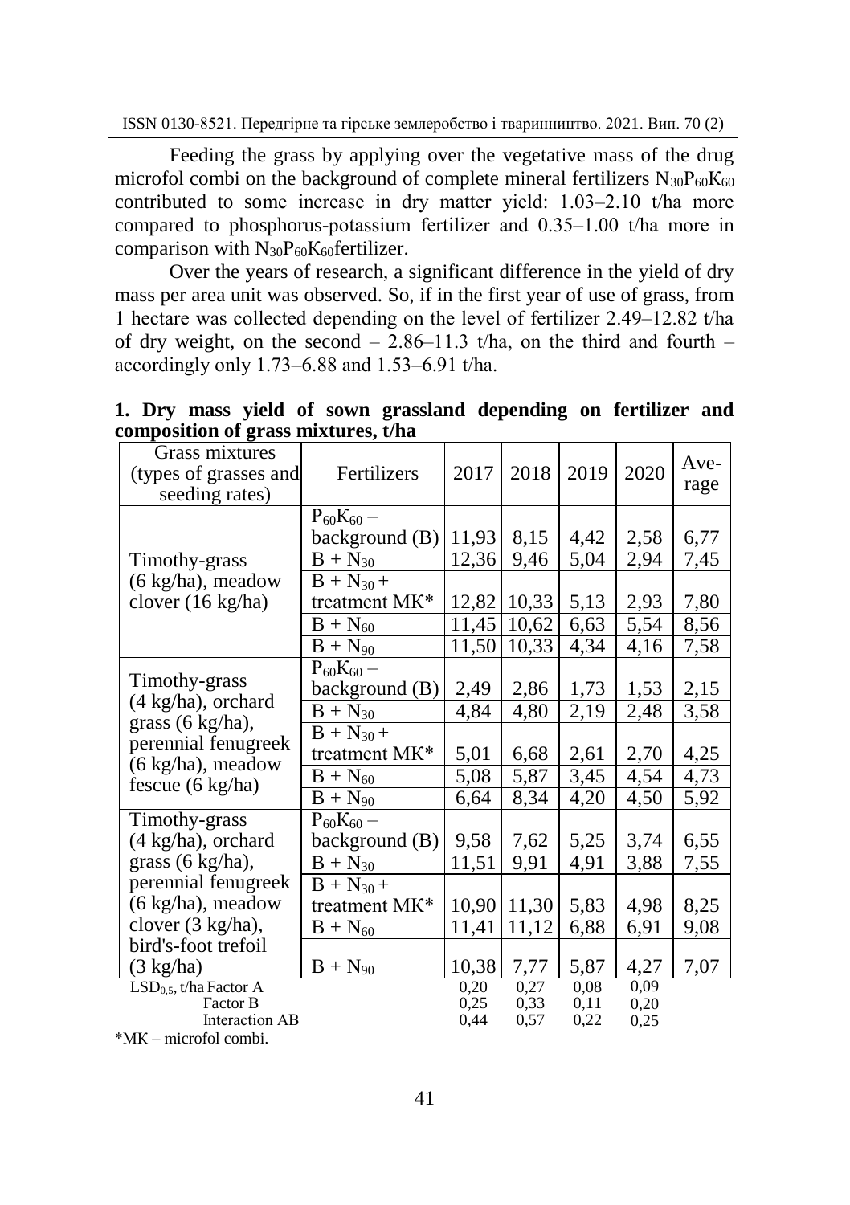Feeding the grass by applying over the vegetative mass of the drug microfol combi on the background of complete mineral fertilizers $N_{30}P_{60}K_{60}$ contributed to some increase in dry matter yield: 1.03–2.10 t/ha more compared to phosphorus-potassium fertilizer and 0.35–1.00 t/ha more in comparison with $N_{30}P_{60}K_{60}$fertilizer.

Over the years of research, a significant difference in the yield of dry mass per area unit was observed. So, if in the first year of use of grass, from 1 hectare was collected depending on the level of fertilizer 2.49–12.82 t/ha of dry weight, on the second – 2.86–11.3 t/ha, on the third and fourth – accordingly only 1.73–6.88 and 1.53–6.91 t/ha.

**1. Dry mass yield of sown grassland depending on fertilizer and composition of grass mixtures, t/ha**

| Grass mixtures (types of grasses and seeding rates) | Fertilizers | 2017 | 2018 | 2019 | 2020 | Average |
|---|---|---|---|---|---|---|
| Timothy-grass (6 kg/ha), meadow clover (16 kg/ha) | $P_{60}K_{60}$ – background (B) | 11,93 | 8,15 | 4,42 | 2,58 | 6,77 |
| | B + $N_{30}$ | 12,36 | 9,46 | 5,04 | 2,94 | 7,45 |
| | B + $N_{30}$ + treatment MK* | 12,82 | 10,33 | 5,13 | 2,93 | 7,80 |
| | B + $N_{60}$ | 11,45 | 10,62 | 6,63 | 5,54 | 8,56 |
| | B + $N_{90}$ | 11,50 | 10,33 | 4,34 | 4,16 | 7,58 |
| Timothy-grass (4 kg/ha), orchard grass (6 kg/ha), perennial fenugreek (6 kg/ha), meadow fescue (6 kg/ha) | $P_{60}K_{60}$ – background (B) | 2,49 | 2,86 | 1,73 | 1,53 | 2,15 |
| | B + $N_{30}$ | 4,84 | 4,80 | 2,19 | 2,48 | 3,58 |
| | B + $N_{30}$ + treatment MK* | 5,01 | 6,68 | 2,61 | 2,70 | 4,25 |
| | B + $N_{60}$ | 5,08 | 5,87 | 3,45 | 4,54 | 4,73 |
| | B + $N_{90}$ | 6,64 | 8,34 | 4,20 | 4,50 | 5,92 |
| Timothy-grass (4 kg/ha), orchard grass (6 kg/ha), perennial fenugreek (6 kg/ha), meadow clover (3 kg/ha), bird's-foot trefoil (3 kg/ha) | $P_{60}K_{60}$ – background (B) | 9,58 | 7,62 | 5,25 | 3,74 | 6,55 |
| | B + $N_{30}$ | 11,51 | 9,91 | 4,91 | 3,88 | 7,55 |
| | B + $N_{30}$ + treatment MK* | 10,90 | 11,30 | 5,83 | 4,98 | 8,25 |
| | B + $N_{60}$ | 11,41 | 11,12 | 6,88 | 6,91 | 9,08 |
| | B + $N_{90}$ | 10,38 | 7,77 | 5,87 | 4,27 | 7,07 |
| $LSD_{0,5}$, t/ha Factor A | | 0,20 | 0,27 | 0,08 | 0,09 | |
| Factor B | | 0,25 | 0,33 | 0,11 | 0,20 | |
| Interaction AB | | 0,44 | 0,57 | 0,22 | 0,25 | |

*MK – microfol combi.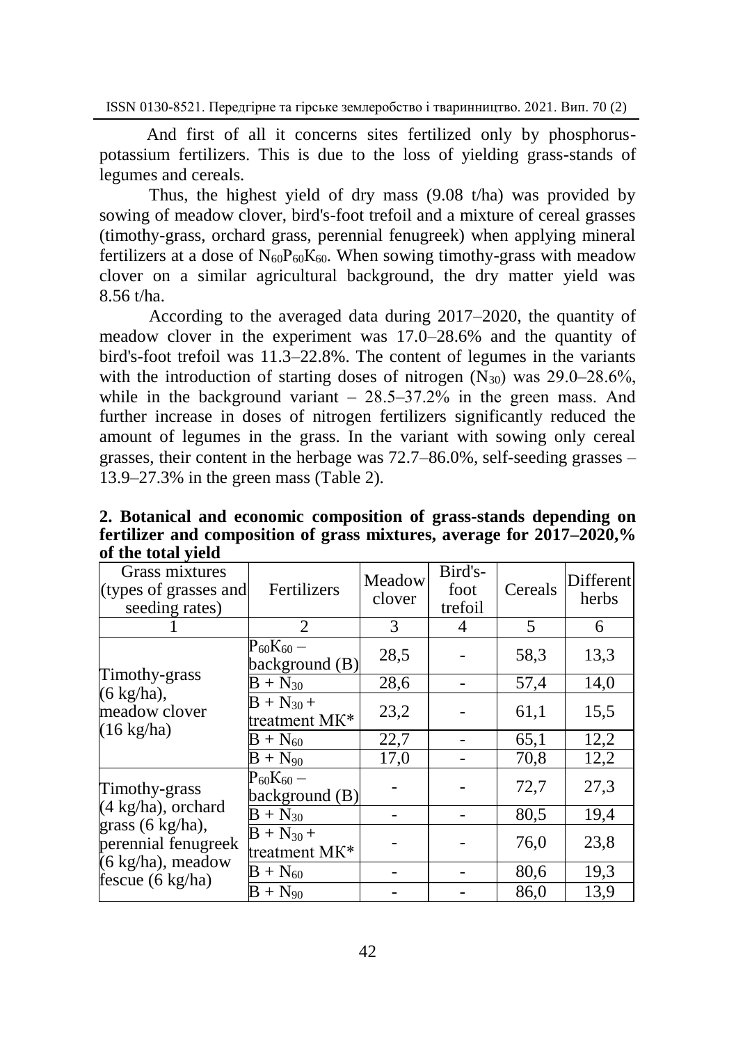And first of all it concerns sites fertilized only by phosphorus-potassium fertilizers. This is due to the loss of yielding grass-stands of legumes and cereals.

Thus, the highest yield of dry mass (9.08 t/ha) was provided by sowing of meadow clover, bird's-foot trefoil and a mixture of cereal grasses (timothy-grass, orchard grass, perennial fenugreek) when applying mineral fertilizers at a dose of $N_{60}P_{60}K_{60}$. When sowing timothy-grass with meadow clover on a similar agricultural background, the dry matter yield was 8.56 t/ha.

According to the averaged data during 2017–2020, the quantity of meadow clover in the experiment was 17.0–28.6% and the quantity of bird's-foot trefoil was 11.3–22.8%. The content of legumes in the variants with the introduction of starting doses of nitrogen ($N_{30}$) was 29.0–28.6%, while in the background variant – 28.5–37.2% in the green mass. And further increase in doses of nitrogen fertilizers significantly reduced the amount of legumes in the grass. In the variant with sowing only cereal grasses, their content in the herbage was 72.7–86.0%, self-seeding grasses – 13.9–27.3% in the green mass (Table 2).

**2. Botanical and economic composition of grass-stands depending on fertilizer and composition of grass mixtures, average for 2017–2020,% of the total yield**

| Grass mixtures (types of grasses and seeding rates) | Fertilizers | Meadow clover | Bird's-foot trefoil | Cereals | Different herbs |
|---|---|---|---|---|---|
| 1 | 2 | 3 | 4 | 5 | 6 |
| Timothy-grass (6 kg/ha), meadow clover (16 kg/ha) | $P_{60}K_{60}$ – background (B) | 28,5 | - | 58,3 | 13,3 |
| | B + $N_{30}$ | 28,6 | - | 57,4 | 14,0 |
| | B + $N_{30}$ + treatment MK* | 23,2 | - | 61,1 | 15,5 |
| | B + $N_{60}$ | 22,7 | - | 65,1 | 12,2 |
| | B + $N_{90}$ | 17,0 | - | 70,8 | 12,2 |
| Timothy-grass (4 kg/ha), orchard grass (6 kg/ha), perennial fenugreek (6 kg/ha), meadow fescue (6 kg/ha) | $P_{60}K_{60}$ – background (B) | - | - | 72,7 | 27,3 |
| | B + $N_{30}$ | - | - | 80,5 | 19,4 |
| | B + $N_{30}$ + treatment MK* | - | - | 76,0 | 23,8 |
| | B + $N_{60}$ | - | - | 80,6 | 19,3 |
| | B + $N_{90}$ | - | - | 86,0 | 13,9 |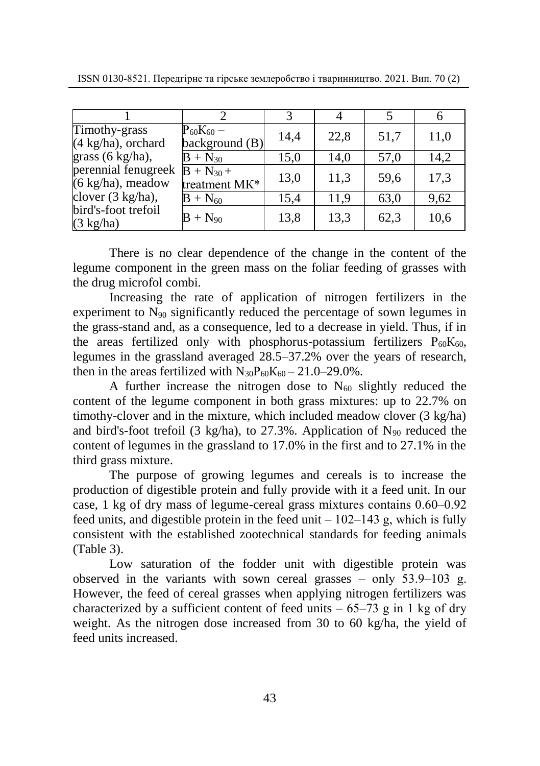| 1 | 2 | 3 | 4 | 5 | 6 |
|---|---|---|---|---|---|
| Timothy-grass (4 kg/ha), orchard grass (6 kg/ha), perennial fenugreek (6 kg/ha), meadow clover (3 kg/ha), bird's-foot trefoil (3 kg/ha) | $P_{60}K_{60}$ – background (B) | 14,4 | 22,8 | 51,7 | 11,0 |
| | B + $N_{30}$ | 15,0 | 14,0 | 57,0 | 14,2 |
| | B + $N_{30}$ + treatment MK* | 13,0 | 11,3 | 59,6 | 17,3 |
| | B + $N_{60}$ | 15,4 | 11,9 | 63,0 | 9,62 |
| | B + $N_{90}$ | 13,8 | 13,3 | 62,3 | 10,6 |

There is no clear dependence of the change in the content of the legume component in the green mass on the foliar feeding of grasses with the drug microfol combi.

Increasing the rate of application of nitrogen fertilizers in the experiment to $N_{90}$ significantly reduced the percentage of sown legumes in the grass-stand and, as a consequence, led to a decrease in yield. Thus, if in the areas fertilized only with phosphorus-potassium fertilizers $P_{60}K_{60}$, legumes in the grassland averaged 28.5–37.2% over the years of research, then in the areas fertilized with $N_{30}P_{60}K_{60}$ – 21.0–29.0%.

A further increase the nitrogen dose to $N_{60}$ slightly reduced the content of the legume component in both grass mixtures: up to 22.7% on timothy-clover and in the mixture, which included meadow clover (3 kg/ha) and bird's-foot trefoil (3 kg/ha), to 27.3%. Application of $N_{90}$ reduced the content of legumes in the grassland to 17.0% in the first and to 27.1% in the third grass mixture.

The purpose of growing legumes and cereals is to increase the production of digestible protein and fully provide with it a feed unit. In our case, 1 kg of dry mass of legume-cereal grass mixtures contains 0.60–0.92 feed units, and digestible protein in the feed unit – 102–143 g, which is fully consistent with the established zootechnical standards for feeding animals (Table 3).

Low saturation of the fodder unit with digestible protein was observed in the variants with sown cereal grasses – only 53.9–103 g. However, the feed of cereal grasses when applying nitrogen fertilizers was characterized by a sufficient content of feed units – 65–73 g in 1 kg of dry weight. As the nitrogen dose increased from 30 to 60 kg/ha, the yield of feed units increased.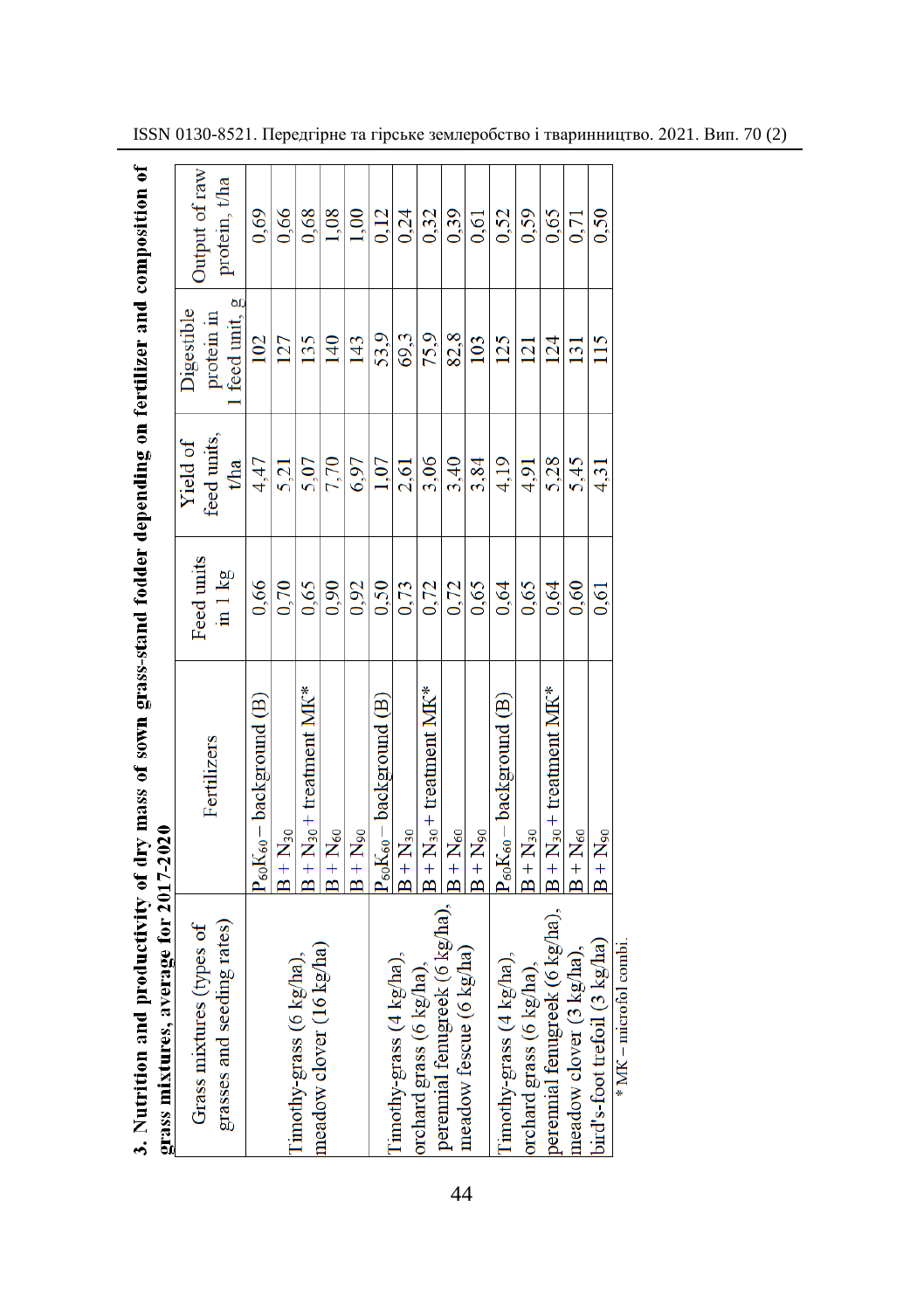**3. Nutrition and productivity of dry mass of sown grass-stand folder depending on fertilizer and composition of grass mixtures, average for 2017-2020**

| Grass mixtures (types of grasses and seeding rates) | Fertilizers | Feed units in 1 kg | Yield of feed units, t/ha | Digestible protein in 1 feed unit, g | Output of raw protein, t/ha |
|---|---|---|---|---|---|
| Timothy-grass (6 kg/ha), meadow clover (16 kg/ha) | $P_{60}K_{60}$ – background (B) | 0,66 | 4,47 | 102 | 0,69 |
| | B + $N_{30}$ | 0,70 | 5,21 | 127 | 0,66 |
| | B + $N_{30}$ + treatment MK* | 0,65 | 5,07 | 135 | 0,68 |
| | B + $N_{60}$ | 0,90 | 7,70 | 140 | 1,08 |
| | B + $N_{90}$ | 0,92 | 6,97 | 143 | 1,00 |
| Timothy-grass (4 kg/ha), orchard grass (6 kg/ha), perennial fenugreek (6 kg/ha), meadow fescue (6 kg/ha) | $P_{60}K_{60}$ – background (B) | 0,50 | 1,07 | 53,9 | 0,12 |
| | B + $N_{30}$ | 0,73 | 2,61 | 69,3 | 0,24 |
| | B + $N_{30}$ + treatment MK* | 0,72 | 3,06 | 75,9 | 0,32 |
| | B + $N_{60}$ | 0,72 | 3,40 | 82,8 | 0,39 |
| | B + $N_{90}$ | 0,65 | 3,84 | 103 | 0,61 |
| Timothy-grass (4 kg/ha), orchard grass (6 kg/ha), perennial fenugreek (6 kg/ha), meadow clover (3 kg/ha), bird's-foot trefoil (3 kg/ha) | $P_{60}K_{60}$ – background (B) | 0,64 | 4,19 | 125 | 0,52 |
| | B + $N_{30}$ | 0,65 | 4,91 | 121 | 0,59 |
| | B + $N_{30}$ + treatment MK* | 0,64 | 5,28 | 124 | 0,65 |
| | B + $N_{60}$ | 0,60 | 5,45 | 131 | 0,71 |
| | B + $N_{90}$ | 0,61 | 4,31 | 115 | 0,50 |

\* MK – microfol combi.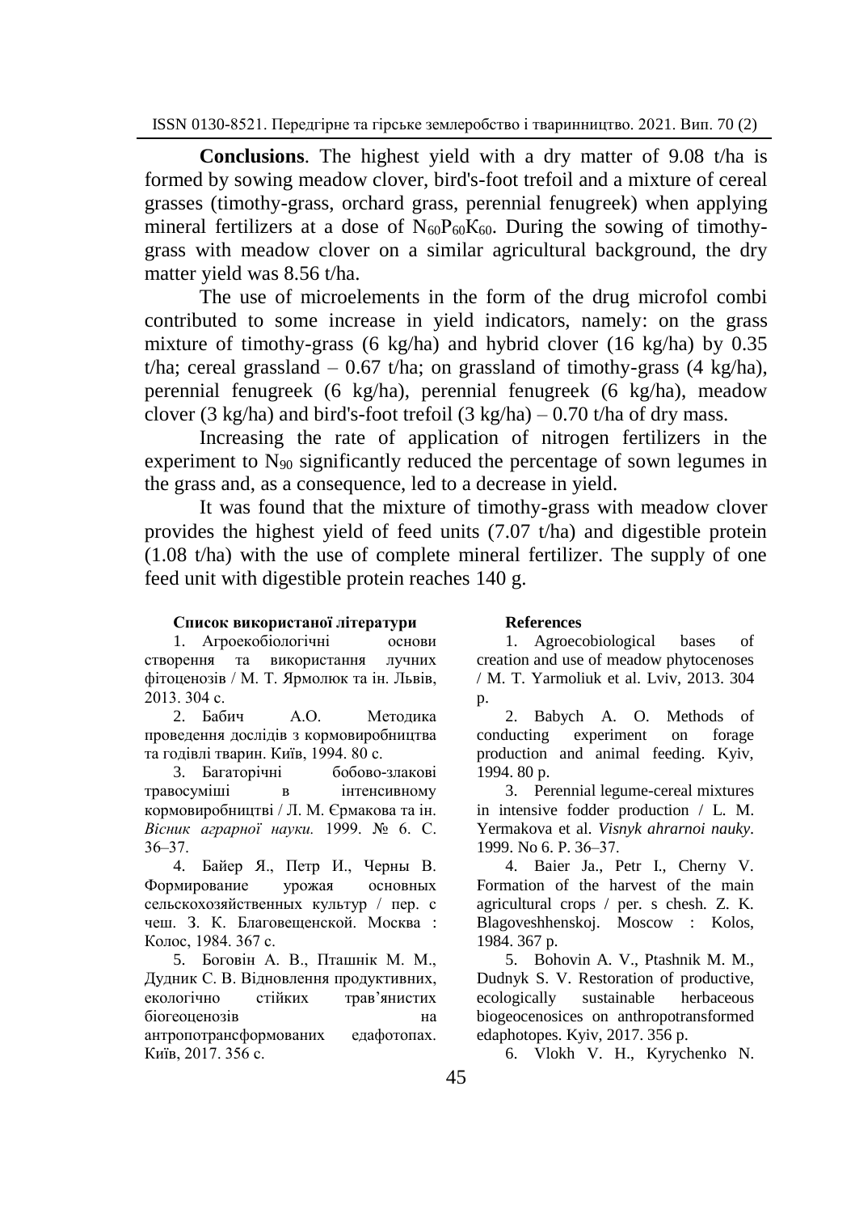**Conclusions**. The highest yield with a dry matter of 9.08 t/ha is formed by sowing meadow clover, bird's-foot trefoil and a mixture of cereal grasses (timothy-grass, orchard grass, perennial fenugreek) when applying mineral fertilizers at a dose of $N_{60}P_{60}K_{60}$. During the sowing of timothy-grass with meadow clover on a similar agricultural background, the dry matter yield was 8.56 t/ha.

The use of microelements in the form of the drug microfol combi contributed to some increase in yield indicators, namely: on the grass mixture of timothy-grass (6 kg/ha) and hybrid clover (16 kg/ha) by 0.35 t/ha; cereal grassland – 0.67 t/ha; on grassland of timothy-grass (4 kg/ha), perennial fenugreek (6 kg/ha), perennial fenugreek (6 kg/ha), meadow clover (3 kg/ha) and bird's-foot trefoil (3 kg/ha) – 0.70 t/ha of dry mass.

Increasing the rate of application of nitrogen fertilizers in the experiment to $N_{90}$ significantly reduced the percentage of sown legumes in the grass and, as a consequence, led to a decrease in yield.

It was found that the mixture of timothy-grass with meadow clover provides the highest yield of feed units (7.07 t/ha) and digestible protein (1.08 t/ha) with the use of complete mineral fertilizer. The supply of one feed unit with digestible protein reaches 140 g.

**Список використаної літератури**

1. Агроекобіологічні основи створення та використання лучних фітоценозів / М. Т. Ярмолюк та ін. Львів, 2013. 304 с.
2. Бабич А.О. Методика проведення дослідів з кормовиробництва та годівлі тварин. Київ, 1994. 80 с.
3. Багаторічні бобово-злакові травосуміші в інтенсивному кормовиробництві / Л. М. Єрмакова та ін. *Вісник аграрної науки.* 1999. № 6. С. 36–37.
4. Байер Я., Петр И., Черны В. Формирование урожая основных сельскохозяйственных культур / пер. с чеш. З. К. Благовещенской. Москва : Колос, 1984. 367 с.
5. Боговін А. В., Пташнік М. М., Дудник С. В. Відновлення продуктивних, екологічно стійких трав'янистих біогеоценозів на антропотрансформованих едафотопах. Київ, 2017. 356 с.

**References**

1. Agroecobiological bases of creation and use of meadow phytocenoses / M. T. Yarmoliuk et al. Lviv, 2013. 304 p.
2. Babych A. O. Methods of conducting experiment on forage production and animal feeding. Kyiv, 1994. 80 p.
3. Perennial legume-cereal mixtures in intensive fodder production / L. M. Yermakova et al. *Visnyk ahrarnoi nauky*. 1999. No 6. P. 36–37.
4. Baier Ja., Petr I., Cherny V. Formation of the harvest of the main agricultural crops / per. s chesh. Z. K. Blagoveshhenskoj. Moscow : Kolos, 1984. 367 p.
5. Bohovin A. V., Ptashnik M. M., Dudnyk S. V. Restoration of productive, ecologically sustainable herbaceous biogeocenosices on anthropotransformed edaphotopes. Kyiv, 2017. 356 p.
6. Vlokh V. H., Kyrychenko N.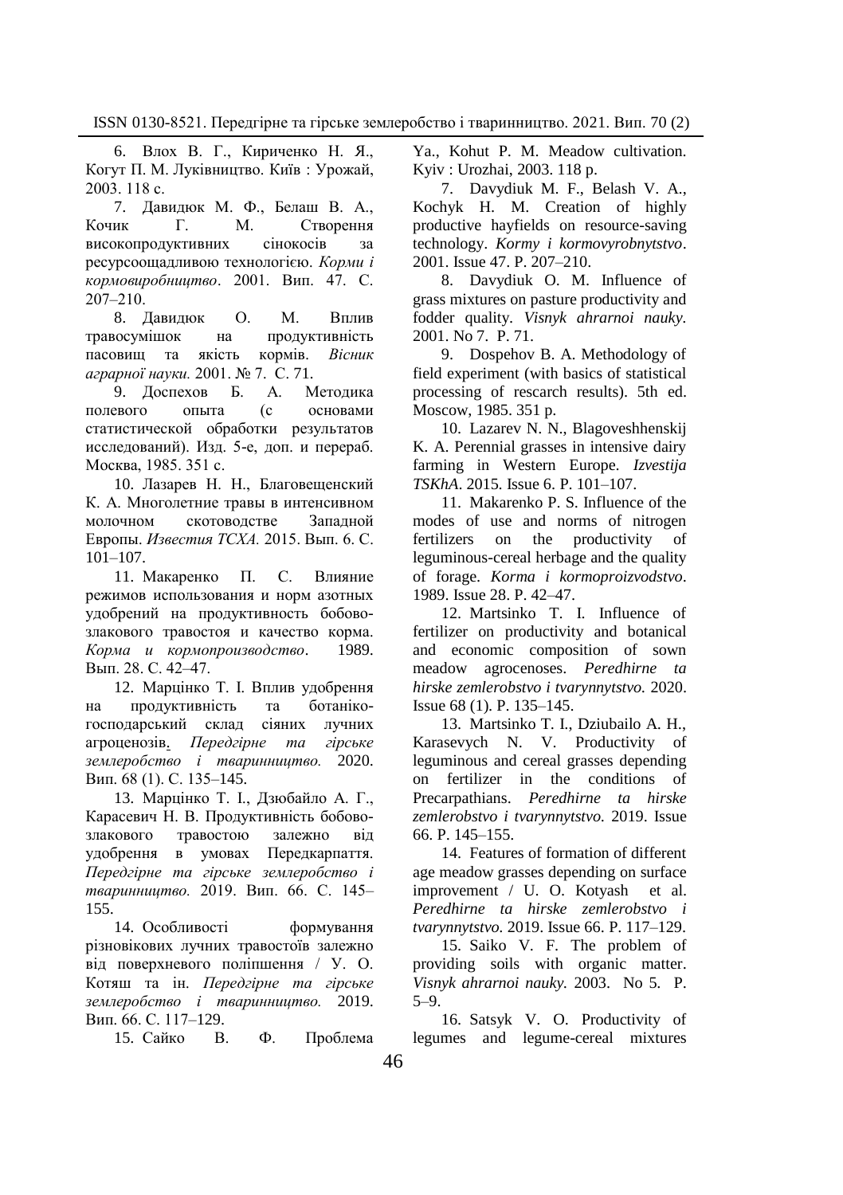6. Влох В. Г., Кириченко Н. Я., Когут П. М. Луківництво. Київ : Урожай, 2003. 118 с.

7. Давидюк М. Ф., Белаш В. А., Кочик Г. М. Створення високопродуктивних сінокосів за ресурсоощадливою технологією. *Корми і кормовиробництво*. 2001. Вип. 47. С. 207–210.

8. Давидюк О. М. Вплив травосумішок на продуктивність пасовищ та якість кормів. *Вісник аграрної науки.* 2001. № 7. С. 71.

9. Доспехов Б. А. Методика полевого опыта (с основами статистической обработки результатов исследований). Изд. 5-е, доп. и перераб. Москва, 1985. 351 с.

10. Лазарев Н. Н., Благовещенский К. А. Многолетние травы в интенсивном молочном скотоводстве Западной Европы. *Известия ТСХА.* 2015. Вып. 6. С. 101–107.

11. Макаренко П. С. Влияние режимов использования и норм азотных удобрений на продуктивность бобово-злакового травостоя и качество корма. *Корма и кормопроизводство*. 1989. Вып. 28. С. 42–47.

12. Марцінко Т. І. Вплив удобрення на продуктивність та ботаніко-господарський склад сіяних лучних агроценозів. *Передгірне та гірське землеробство і тваринництво.* 2020. Вип. 68 (1). С. 135–145.

13. Марцінко Т. І., Дзюбайло А. Г., Карасевич Н. В. Продуктивність бобово-злакового травостою залежно від удобрення в умовах Передкарпаття. *Передгірне та гірське землеробство і тваринництво.* 2019. Вип. 66. С. 145–155.

14. Особливості формування різновікових лучних травостоїв залежно від поверхневого поліпшення / У. О. Котяш та ін. *Передгірне та гірське землеробство і тваринництво.* 2019. Вип. 66. С. 117–129.

15. Сайко В. Ф. Проблема

Ya., Kohut P. M. Meadow cultivation. Kyiv : Urozhai, 2003. 118 p.

7. Davydiuk M. F., Belash V. A., Kochyk H. M. Creation of highly productive hayfields on resource-saving technology. *Kormy i kormovyrobnytstvo*. 2001. Issue 47. P. 207–210.

8. Davydiuk O. M. Influence of grass mixtures on pasture productivity and fodder quality. *Visnyk ahrarnoi nauky.* 2001. No 7. P. 71.

9. Dospehov B. A. Methodology of field experiment (with basics of statistical processing of rescarch results). 5th ed. Moscow, 1985. 351 p.

10. Lazarev N. N., Blagoveshhenskij K. A. Perennial grasses in intensive dairy farming in Western Europe. *Izvestija TSKhA*. 2015. Issue 6. P. 101–107.

11. Makarenko P. S. Influence of the modes of use and norms of nitrogen fertilizers on the productivity of leguminous-cereal herbage and the quality of forage. *Korma i kormoproizvodstvo*. 1989. Issue 28. P. 42–47.

12. Martsinko T. I. Influence of fertilizer on productivity and botanical and economic composition of sown meadow agrocenoses. *Peredhirne ta hirske zemlerobstvo i tvarynnytstvo.* 2020. Issue 68 (1). P. 135–145.

13. Martsinko T. I., Dziubailo A. H., Karasevych N. V. Productivity of leguminous and cereal grasses depending on fertilizer in the conditions of Precarpathians. *Peredhirne ta hirske zemlerobstvo i tvarynnytstvo.* 2019. Issue 66. P. 145–155.

14. Features of formation of different age meadow grasses depending on surface improvement / U. O. Kotyash et al. *Peredhirne ta hirske zemlerobstvo i tvarynnytstvo.* 2019. Issue 66. P. 117–129.

15. Saiko V. F. The problem of providing soils with organic matter. *Visnyk ahrarnoi nauky.* 2003. No 5. P. 5–9.

16. Satsyk V. O. Productivity of legumes and legume-cereal mixtures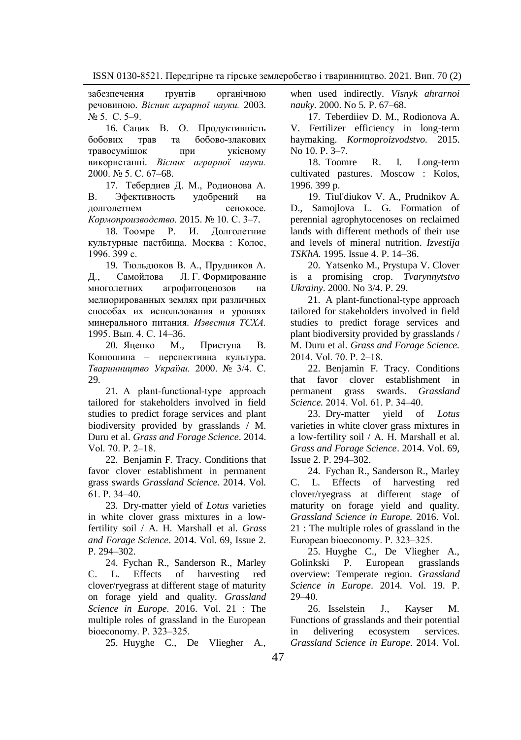забезпечення ґрунтів органічною речовиною. *Вісник аграрної науки.* 2003. № 5. С. 5–9.

16. Сацик В. О. Продуктивність бобових трав та бобово-злакових травосумішок при укісному використанні. *Вісник аграрної науки.* 2000. № 5. С. 67–68.

17. Тебердиев Д. М., Родионова А. В. Эфективность удобрений на долголетнем сенокосе. *Кормопроизводство.* 2015. № 10. С. 3–7.

18. Тоомре Р. И. Долголетние культурные пастбища. Москва : Колос, 1996. 399 с.

19. Тюльдюков В. А., Прудников А. Д., Самойлова Л. Г. Формирование многолетних агрофитоценозов на мелиорированных землях при различных способах их использования и уровнях минерального питания. *Известия ТСХА.* 1995. Вып. 4. С. 14–36.

20. Яценко М., Приступа В. Конюшина – перспективна культура. *Тваринництво України.* 2000. № 3/4. С. 29.

21. A plant-functional-type approach tailored for stakeholders involved in field studies to predict forage services and plant biodiversity provided by grasslands / M. Duru et al. *Grass and Forage Science*. 2014. Vol. 70. P. 2–18.

22. Benjamin F. Tracy. Conditions that favor clover establishment in permanent grass swards *Grassland Science.* 2014. Vol. 61. P. 34–40.

23. Dry-matter yield of *Lotus* varieties in white clover grass mixtures in a low-fertility soil / A. H. Marshall et al. *Grass and Forage Science*. 2014. Vol. 69, Issue 2. P. 294–302.

24. Fychan R., Sanderson R., Marley C. L. Effects of harvesting red clover/ryegrass at different stage of maturity on forage yield and quality. *Grassland Science in Europe.* 2016. Vol. 21 : The multiple roles of grassland in the European bioeconomy. P. 323–325.

25. Huyghe C., De Vliegher A., when used indirectly. *Visnyk ahrarnoi nauky.* 2000. No 5. P. 67–68.

17. Teberdiiev D. M., Rodionova A. V. Fertilizer efficiency in long-term haymaking. *Kormoproizvodstvo.* 2015. No 10. P. 3–7.

18. Toomre R. I. Long-term cultivated pastures. Moscow : Kolos, 1996. 399 p.

19. Tiul'diukov V. A., Prudnikov A. D., Samojlova L. G. Formation of perennial agrophytocenoses on reclaimed lands with different methods of their use and levels of mineral nutrition. *Izvestija TSKhA.* 1995. Issue 4. P. 14–36.

20. Yatsenko M., Prystupa V. Clover is a promising crop. *Tvarynnytstvo Ukrainy*. 2000. No 3/4. P. 29.

21. A plant-functional-type approach tailored for stakeholders involved in field studies to predict forage services and plant biodiversity provided by grasslands / M. Duru et al. *Grass and Forage Science.* 2014. Vol. 70. P. 2–18.

22. Benjamin F. Tracy. Conditions that favor clover establishment in permanent grass swards. *Grassland Science.* 2014. Vol. 61. P. 34–40.

23. Dry-matter yield of *Lotus* varieties in white clover grass mixtures in a low-fertility soil / A. H. Marshall et al. *Grass and Forage Science*. 2014. Vol. 69, Issue 2. P. 294–302.

24. Fychan R., Sanderson R., Marley C. L. Effects of harvesting red clover/ryegrass at different stage of maturity on forage yield and quality. *Grassland Science in Europe.* 2016. Vol. 21 : The multiple roles of grassland in the European bioeconomy. P. 323–325.

25. Huyghe C., De Vliegher A., Golinkski P. European grasslands overview: Temperate region. *Grassland Science in Europe*. 2014. Vol. 19. P. 29–40.

26. Isselstein J., Kayser M. Functions of grasslands and their potential in delivering ecosystem services. *Grassland Science in Europe*. 2014. Vol.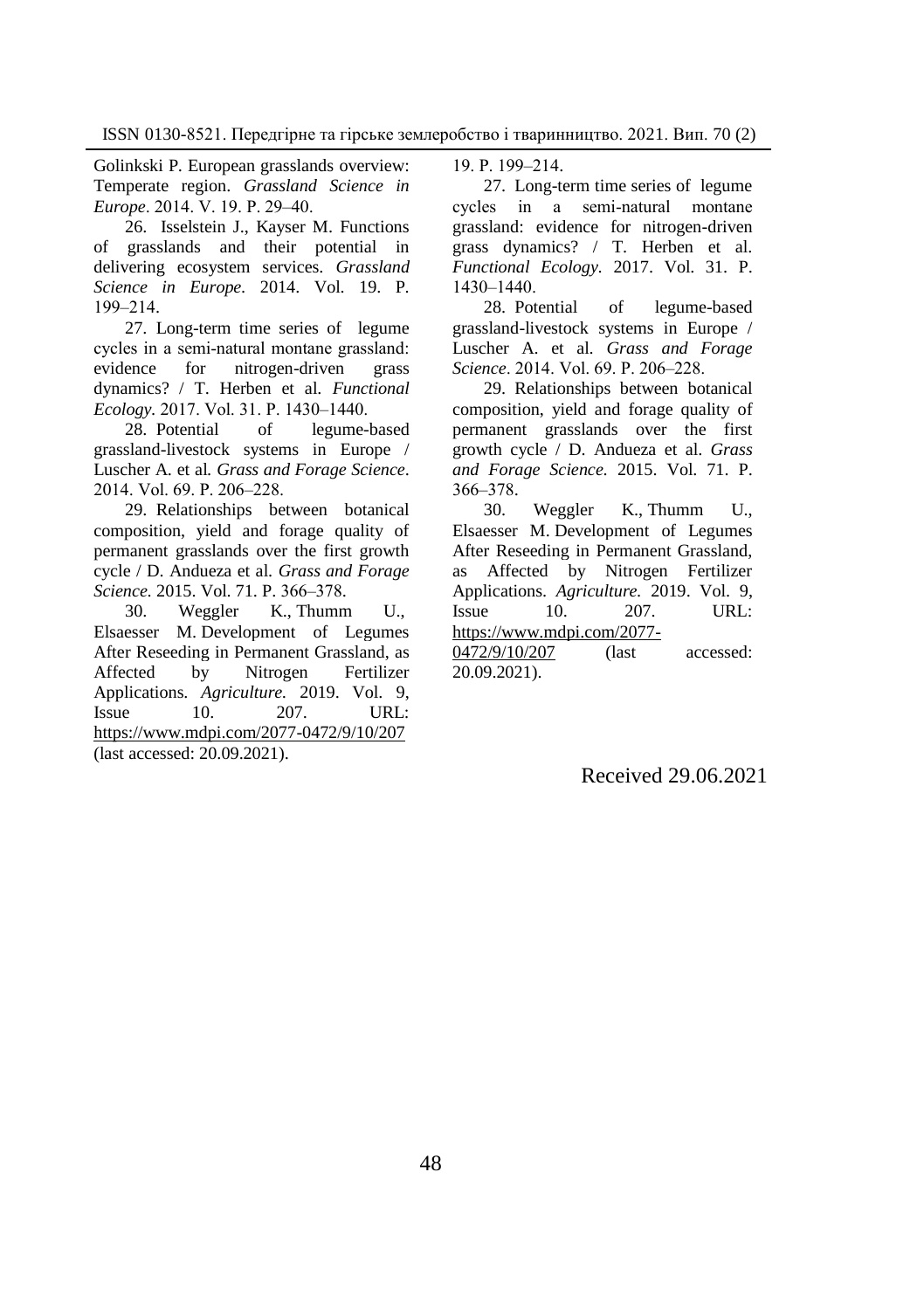Golinkski P. European grasslands overview: Temperate region. *Grassland Science in Europe*. 2014. V. 19. P. 29–40.

26. Isselstein J., Kayser M. Functions of grasslands and their potential in delivering ecosystem services. *Grassland Science in Europe*. 2014. Vol. 19. P. 199–214.

27. Long-term time series of legume cycles in a semi-natural montane grassland: evidence for nitrogen-driven grass dynamics? / T. Herben et al. *Functional Ecology*. 2017. Vol. 31. P. 1430–1440.

28. Potential of legume-based grassland-livestock systems in Europe / Luscher A. et al. *Grass and Forage Science*. 2014. Vol. 69. P. 206–228.

29. Relationships between botanical composition, yield and forage quality of permanent grasslands over the first growth cycle / D. Andueza et al. *Grass and Forage Science*. 2015. Vol. 71. P. 366–378.

30. Weggler K., Thumm U., Elsaesser M. Development of Legumes After Reseeding in Permanent Grassland, as Affected by Nitrogen Fertilizer Applications. *Agriculture*. 2019. Vol. 9, Issue 10. 207. URL: https://www.mdpi.com/2077-0472/9/10/207 (last accessed: 20.09.2021).

19. P. 199–214.

27. Long-term time series of legume cycles in a semi-natural montane grassland: evidence for nitrogen-driven grass dynamics? / T. Herben et al. *Functional Ecology*. 2017. Vol. 31. P. 1430–1440.

28. Potential of legume-based grassland-livestock systems in Europe / Luscher A. et al. *Grass and Forage Science*. 2014. Vol. 69. P. 206–228.

29. Relationships between botanical composition, yield and forage quality of permanent grasslands over the first growth cycle / D. Andueza et al. *Grass and Forage Science*. 2015. Vol. 71. P. 366–378.

30. Weggler K., Thumm U., Elsaesser M. Development of Legumes After Reseeding in Permanent Grassland, as Affected by Nitrogen Fertilizer Applications. *Agriculture*. 2019. Vol. 9, Issue 10. 207. URL: https://www.mdpi.com/2077-0472/9/10/207 (last accessed: 20.09.2021).

Received 29.06.2021